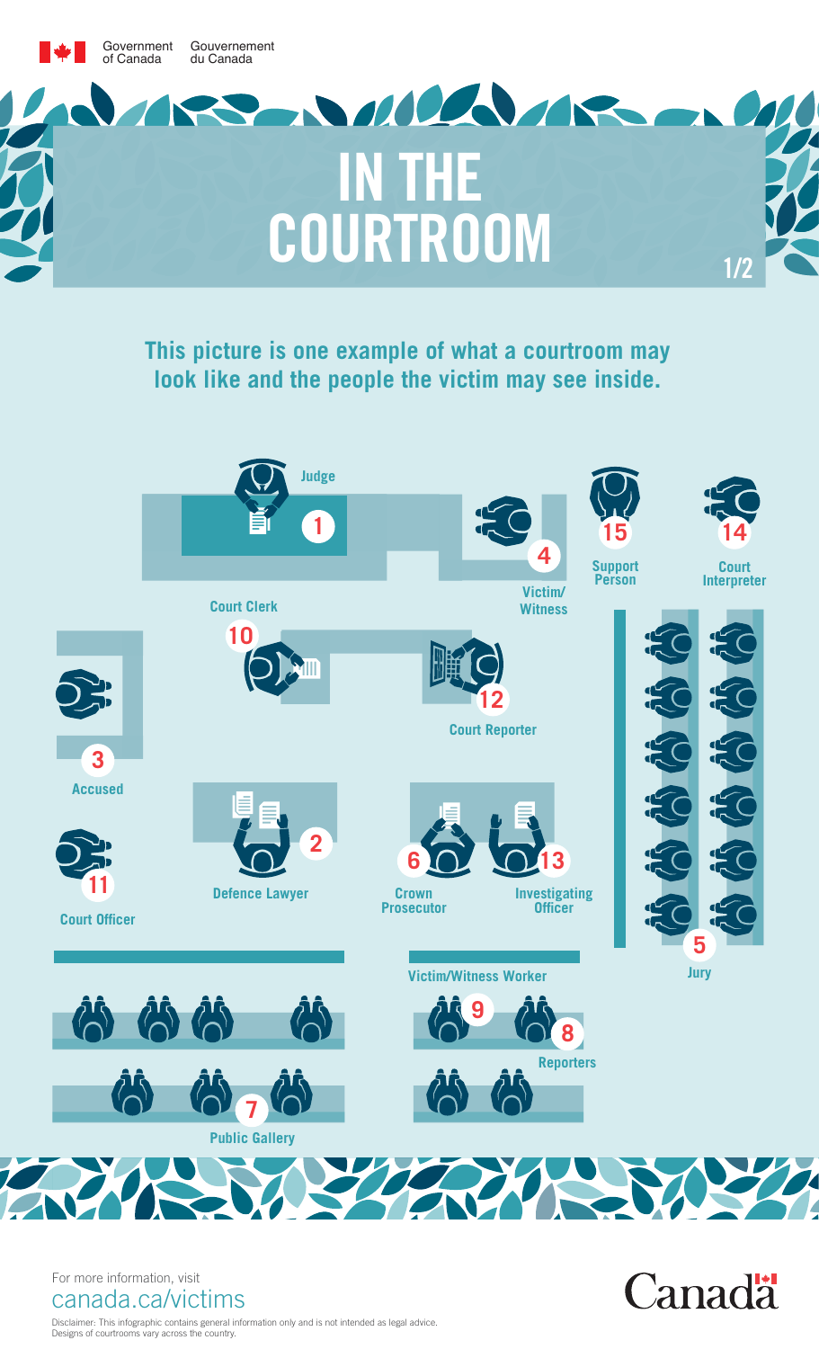Government of Canada / Gouvernement du Canada

# IN THE COURTROOM

## This picture is one example of what a courtroom may look like and the people the victim may see inside.

1. Judge
2. Defence Lawyer
3. Accused
4. Victim/Witness
5. Jury
6. Crown Prosecutor
7. Public Gallery
8. Reporters
9. Victim/Witness Worker
10. Court Clerk
11. Court Officer
12. Court Reporter
13. Investigating Officer
14. Court Interpreter
15. Support Person

For more information, visit canada.ca/victims

Disclaimer: This infographic contains general information only and is not intended as legal advice. Designs of courtrooms vary across the country.

Canada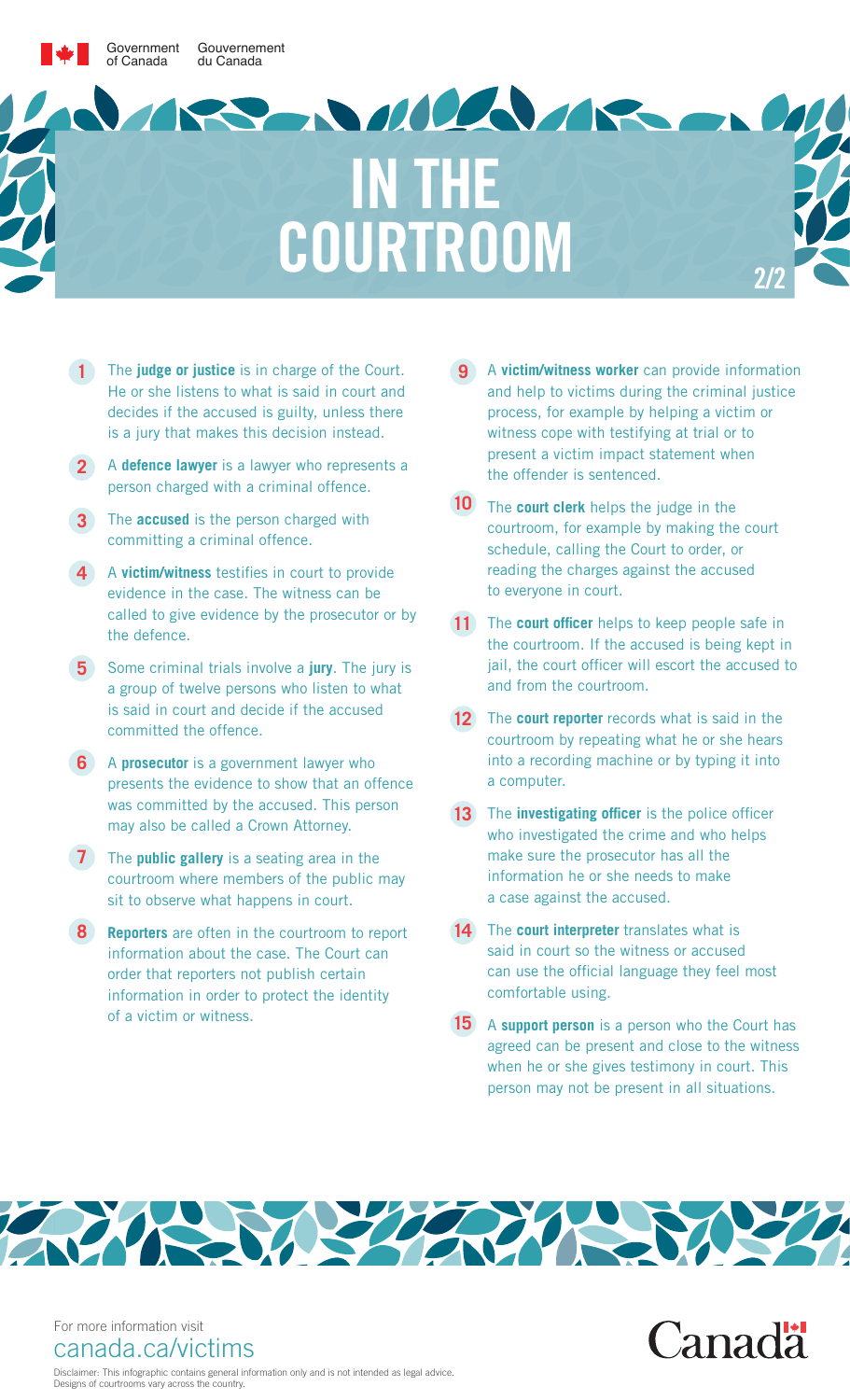Government of Canada Gouvernement du Canada

# IN THE COURTROOM

1. The **judge or justice** is in charge of the Court. He or she listens to what is said in court and decides if the accused is guilty, unless there is a jury that makes this decision instead.
2. A **defence lawyer** is a lawyer who represents a person charged with a criminal offence.
3. The **accused** is the person charged with committing a criminal offence.
4. A **victim/witness** testifies in court to provide evidence in the case. The witness can be called to give evidence by the prosecutor or by the defence.
5. Some criminal trials involve a **jury**. The jury is a group of twelve persons who listen to what is said in court and decide if the accused committed the offence.
6. A **prosecutor** is a government lawyer who presents the evidence to show that an offence was committed by the accused. This person may also be called a Crown Attorney.
7. The **public gallery** is a seating area in the courtroom where members of the public may sit to observe what happens in court.
8. **Reporters** are often in the courtroom to report information about the case. The Court can order that reporters not publish certain information in order to protect the identity of a victim or witness.
9. A **victim/witness worker** can provide information and help to victims during the criminal justice process, for example by helping a victim or witness cope with testifying at trial or to present a victim impact statement when the offender is sentenced.
10. The **court clerk** helps the judge in the courtroom, for example by making the court schedule, calling the Court to order, or reading the charges against the accused to everyone in court.
11. The **court officer** helps to keep people safe in the courtroom. If the accused is being kept in jail, the court officer will escort the accused to and from the courtroom.
12. The **court reporter** records what is said in the courtroom by repeating what he or she hears into a recording machine or by typing it into a computer.
13. The **investigating officer** is the police officer who investigated the crime and who helps make sure the prosecutor has all the information he or she needs to make a case against the accused.
14. The **court interpreter** translates what is said in court so the witness or accused can use the official language they feel most comfortable using.
15. A **support person** is a person who the Court has agreed can be present and close to the witness when he or she gives testimony in court. This person may not be present in all situations.

For more information visit
canada.ca/victims

Canada

Disclaimer: This infographic contains general information only and is not intended as legal advice.
Designs of courtrooms vary across the country.